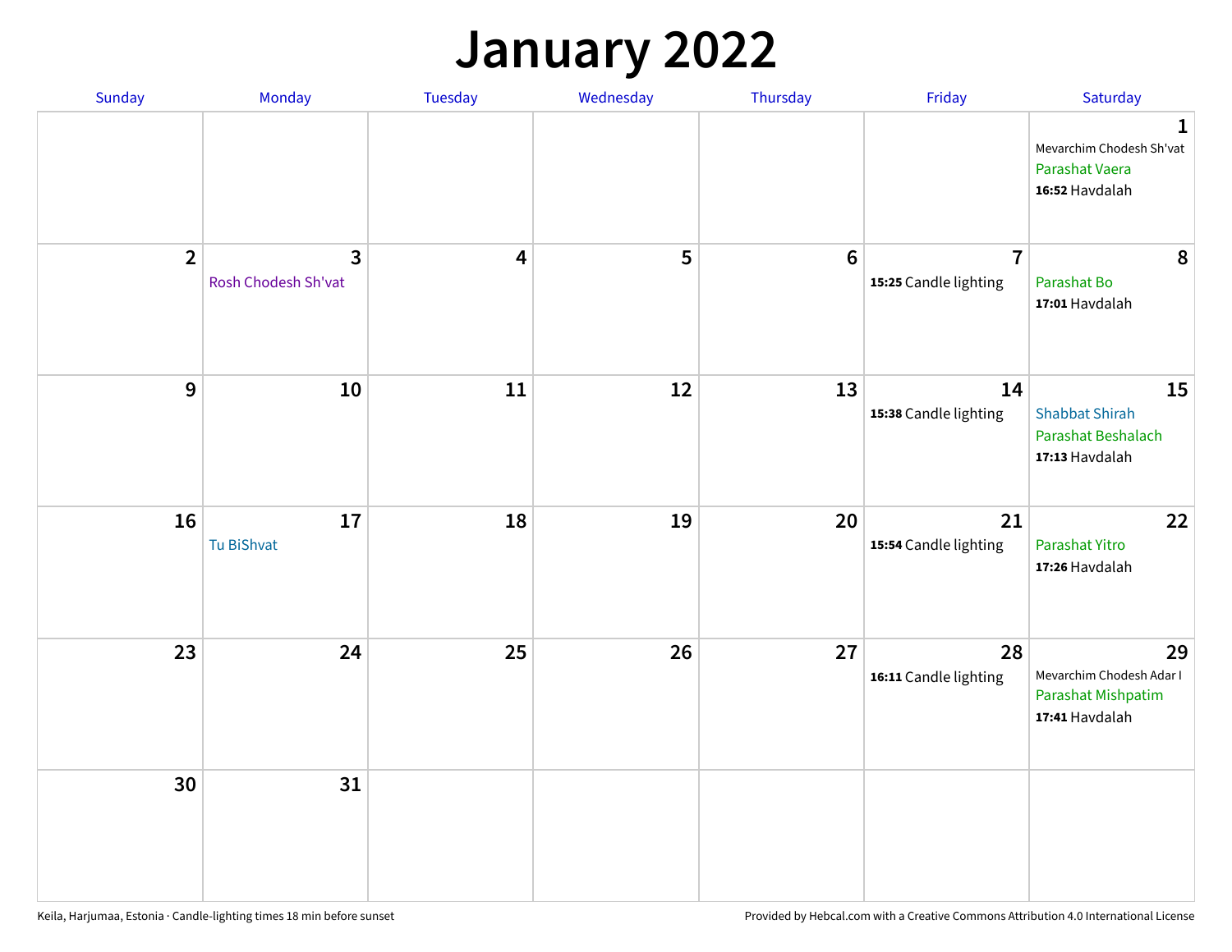# January 2022

| Sunday | Monday | Tuesday | Wednesday | Thursday | Friday | Saturday |
|---|---|---|---|---|---|---|
| | | | | | | **1** Mevarchim Chodesh Sh'vat Parashat Vaera **16:52** Havdalah |
| **2** | **3** Rosh Chodesh Sh'vat | **4** | **5** | **6** | **7** **15:25** Candle lighting | **8** Parashat Bo **17:01** Havdalah |
| **9** | **10** | **11** | **12** | **13** | **14** **15:38** Candle lighting | **15** Shabbat Shirah Parashat Beshalach **17:13** Havdalah |
| **16** | **17** Tu BiShvat | **18** | **19** | **20** | **21** **15:54** Candle lighting | **22** Parashat Yitro **17:26** Havdalah |
| **23** | **24** | **25** | **26** | **27** | **28** **16:11** Candle lighting | **29** Mevarchim Chodesh Adar I Parashat Mishpatim **17:41** Havdalah |
| **30** | **31** | | | | | |

Keila, Harjumaa, Estonia · Candle-lighting times 18 min before sunset

Provided by Hebcal.com with a Creative Commons Attribution 4.0 International License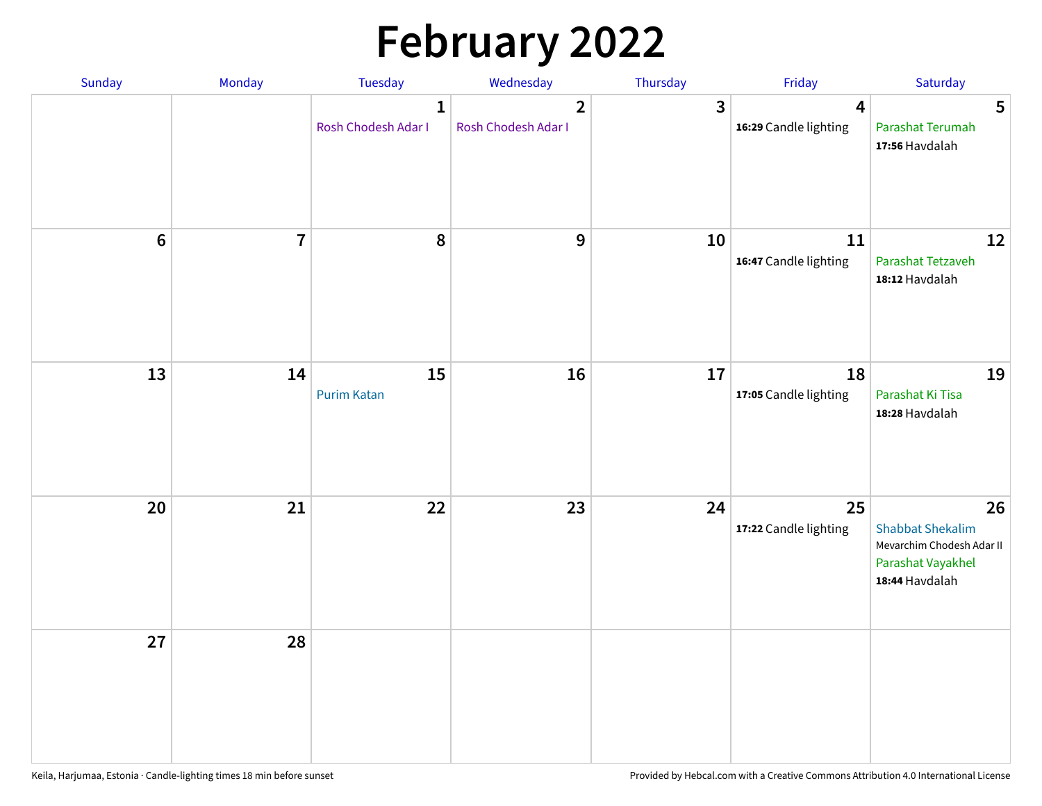# February 2022

| Sunday | Monday | Tuesday | Wednesday | Thursday | Friday | Saturday |
|---|---|---|---|---|---|---|
| | | 1<br>Rosh Chodesh Adar I | 2<br>Rosh Chodesh Adar I | 3 | 4<br>**16:29** Candle lighting | 5<br>Parashat Terumah<br>**17:56** Havdalah |
| 6 | 7 | 8 | 9 | 10 | 11<br>**16:47** Candle lighting | 12<br>Parashat Tetzaveh<br>**18:12** Havdalah |
| 13 | 14 | 15<br>Purim Katan | 16 | 17 | 18<br>**17:05** Candle lighting | 19<br>Parashat Ki Tisa<br>**18:28** Havdalah |
| 20 | 21 | 22 | 23 | 24 | 25<br>**17:22** Candle lighting | 26<br>Shabbat Shekalim<br>Mevarchim Chodesh Adar II<br>Parashat Vayakhel<br>**18:44** Havdalah |
| 27 | 28 | | | | | |

Keila, Harjumaa, Estonia · Candle-lighting times 18 min before sunset

Provided by Hebcal.com with a Creative Commons Attribution 4.0 International License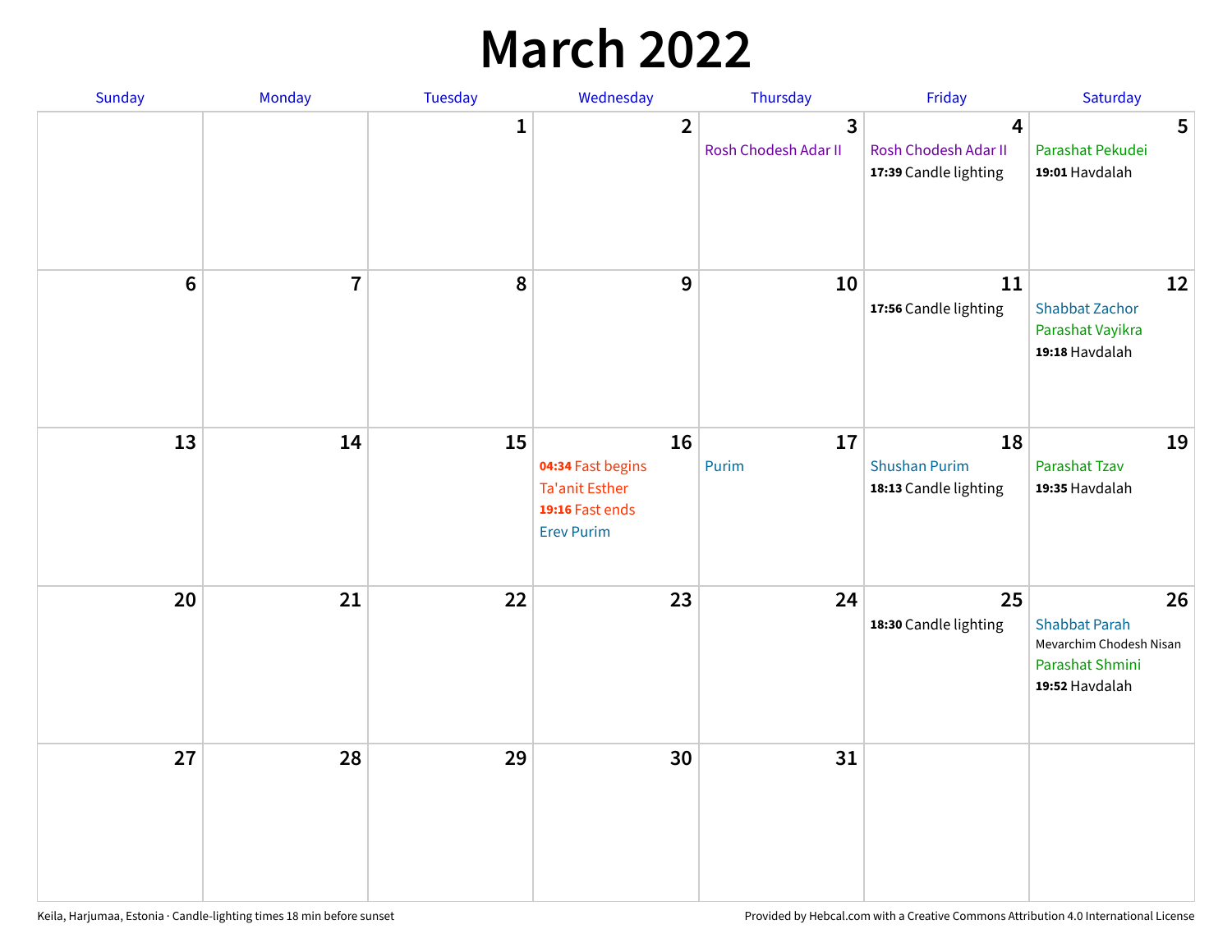# March 2022

| Sunday | Monday | Tuesday | Wednesday | Thursday | Friday | Saturday |
|---|---|---|---|---|---|---|
| | | 1 | 2 | 3<br>Rosh Chodesh Adar II | 4<br>Rosh Chodesh Adar II<br>**17:39** Candle lighting | 5<br>Parashat Pekudei<br>**19:01** Havdalah |
| 6 | 7 | 8 | 9 | 10 | 11<br>**17:56** Candle lighting | 12<br>Shabbat Zachor<br>Parashat Vayikra<br>**19:18** Havdalah |
| 13 | 14 | 15 | 16<br>**04:34** Fast begins<br>Ta'anit Esther<br>**19:16** Fast ends<br>Erev Purim | 17<br>Purim | 18<br>Shushan Purim<br>**18:13** Candle lighting | 19<br>Parashat Tzav<br>**19:35** Havdalah |
| 20 | 21 | 22 | 23 | 24 | 25<br>**18:30** Candle lighting | 26<br>Shabbat Parah<br>Mevarchim Chodesh Nisan<br>Parashat Shmini<br>**19:52** Havdalah |
| 27 | 28 | 29 | 30 | 31 | | |

Keila, Harjumaa, Estonia · Candle-lighting times 18 min before sunset

Provided by Hebcal.com with a Creative Commons Attribution 4.0 International License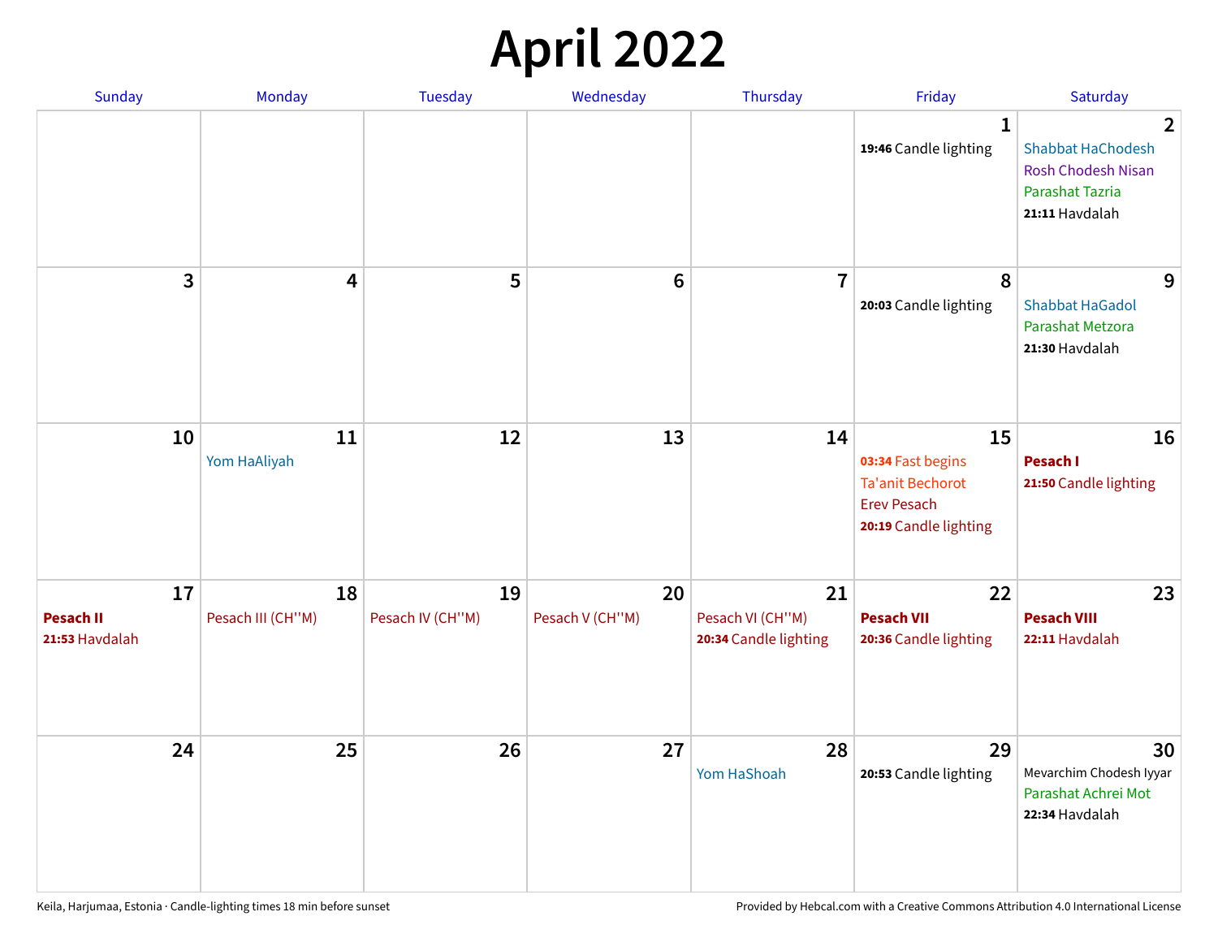# April 2022

| Sunday | Monday | Tuesday | Wednesday | Thursday | Friday | Saturday |
|---|---|---|---|---|---|---|
| | | | | | **1**<br>**19:46** Candle lighting | **2**<br>Shabbat HaChodesh<br>Rosh Chodesh Nisan<br>Parashat Tazria<br>**21:11** Havdalah |
| **3** | **4** | **5** | **6** | **7** | **8**<br>**20:03** Candle lighting | **9**<br>Shabbat HaGadol<br>Parashat Metzora<br>**21:30** Havdalah |
| **10** | **11**<br>Yom HaAliyah | **12** | **13** | **14** | **15**<br>**03:34** Fast begins<br>Ta'anit Bechorot<br>Erev Pesach<br>**20:19** Candle lighting | **16**<br>**Pesach I**<br>**21:50** Candle lighting |
| **17**<br>**Pesach II**<br>**21:53** Havdalah | **18**<br>Pesach III (CH''M) | **19**<br>Pesach IV (CH''M) | **20**<br>Pesach V (CH''M) | **21**<br>Pesach VI (CH''M)<br>**20:34** Candle lighting | **22**<br>**Pesach VII**<br>**20:36** Candle lighting | **23**<br>**Pesach VIII**<br>**22:11** Havdalah |
| **24** | **25** | **26** | **27** | **28**<br>Yom HaShoah | **29**<br>**20:53** Candle lighting | **30**<br>Mevarchim Chodesh Iyyar<br>Parashat Achrei Mot<br>**22:34** Havdalah |

Keila, Harjumaa, Estonia · Candle-lighting times 18 min before sunset

Provided by Hebcal.com with a Creative Commons Attribution 4.0 International License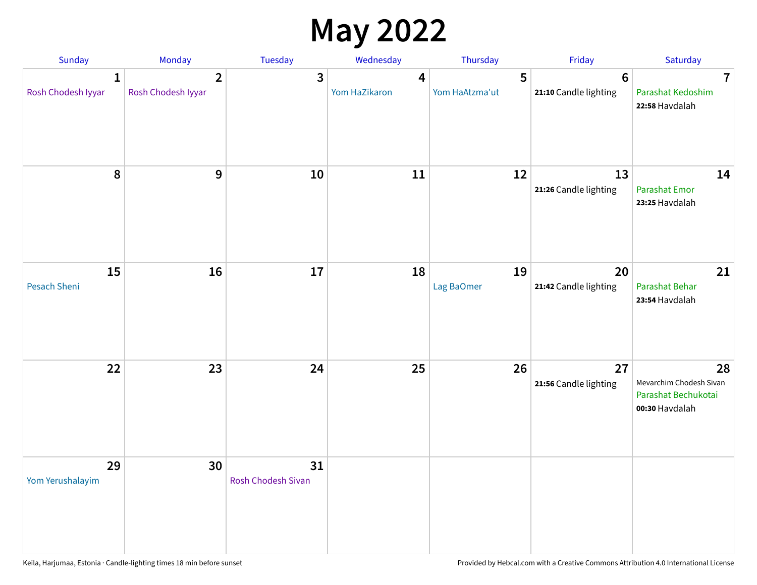# May 2022

| Sunday | Monday | Tuesday | Wednesday | Thursday | Friday | Saturday |
|---|---|---|---|---|---|---|
| **1** Rosh Chodesh Iyyar | **2** Rosh Chodesh Iyyar | **3** | **4** Yom HaZikaron | **5** Yom HaAtzma'ut | **6** **21:10** Candle lighting | **7** Parashat Kedoshim **22:58** Havdalah |
| **8** | **9** | **10** | **11** | **12** | **13** **21:26** Candle lighting | **14** Parashat Emor **23:25** Havdalah |
| **15** Pesach Sheni | **16** | **17** | **18** | **19** Lag BaOmer | **20** **21:42** Candle lighting | **21** Parashat Behar **23:54** Havdalah |
| **22** | **23** | **24** | **25** | **26** | **27** **21:56** Candle lighting | **28** Mevarchim Chodesh Sivan Parashat Bechukotai **00:30** Havdalah |
| **29** Yom Yerushalayim | **30** | **31** Rosh Chodesh Sivan | | | | |

Keila, Harjumaa, Estonia · Candle-lighting times 18 min before sunset

Provided by Hebcal.com with a Creative Commons Attribution 4.0 International License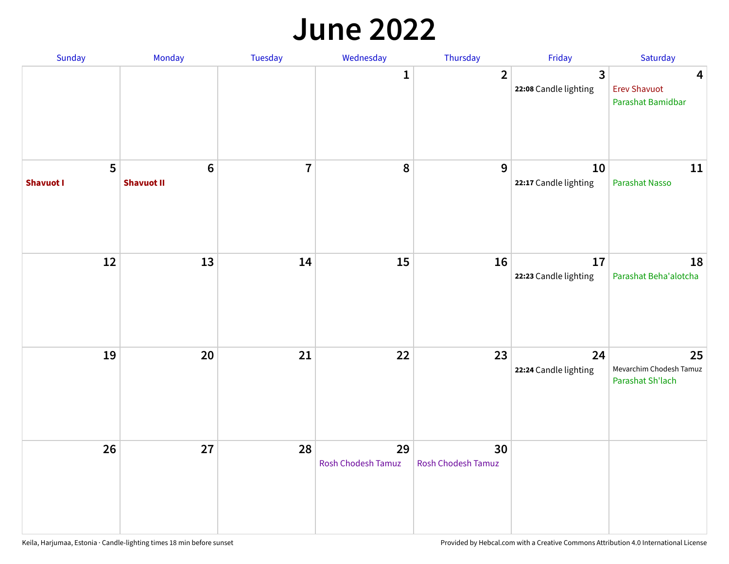# June 2022

| Sunday | Monday | Tuesday | Wednesday | Thursday | Friday | Saturday |
|---|---|---|---|---|---|---|
| | | | 1 | 2 | 3<br>**22:08** Candle lighting | 4<br>Erev Shavuot<br>Parashat Bamidbar |
| 5<br>**Shavuot I** | 6<br>**Shavuot II** | 7 | 8 | 9 | 10<br>**22:17** Candle lighting | 11<br>Parashat Nasso |
| 12 | 13 | 14 | 15 | 16 | 17<br>**22:23** Candle lighting | 18<br>Parashat Beha'alotcha |
| 19 | 20 | 21 | 22 | 23 | 24<br>**22:24** Candle lighting | 25<br>Mevarchim Chodesh Tamuz<br>Parashat Sh'lach |
| 26 | 27 | 28 | 29<br>Rosh Chodesh Tamuz | 30<br>Rosh Chodesh Tamuz | | |

Keila, Harjumaa, Estonia · Candle-lighting times 18 min before sunset

Provided by Hebcal.com with a Creative Commons Attribution 4.0 International License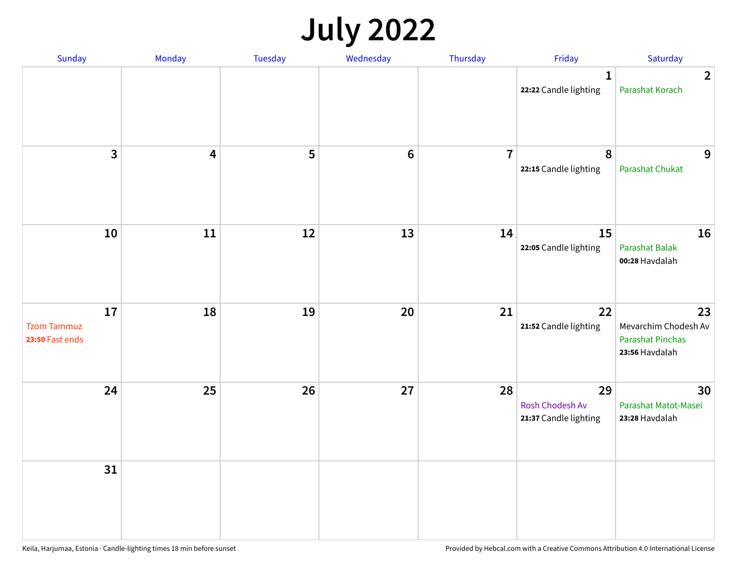# July 2022

| Sunday | Monday | Tuesday | Wednesday | Thursday | Friday | Saturday |
|---|---|---|---|---|---|---|
| | | | | | 1<br>**22:22** Candle lighting | 2<br>Parashat Korach |
| 3 | 4 | 5 | 6 | 7 | 8<br>**22:15** Candle lighting | 9<br>Parashat Chukat |
| 10 | 11 | 12 | 13 | 14 | 15<br>**22:05** Candle lighting | 16<br>Parashat Balak<br>**00:28** Havdalah |
| 17<br>Tzom Tammuz<br>**23:50** Fast ends | 18 | 19 | 20 | 21 | 22<br>**21:52** Candle lighting | 23<br>Mevarchim Chodesh Av<br>Parashat Pinchas<br>**23:56** Havdalah |
| 24 | 25 | 26 | 27 | 28 | 29<br>Rosh Chodesh Av<br>**21:37** Candle lighting | 30<br>Parashat Matot-Masei<br>**23:28** Havdalah |
| 31 | | | | | | |

Keila, Harjumaa, Estonia · Candle-lighting times 18 min before sunset

Provided by Hebcal.com with a Creative Commons Attribution 4.0 International License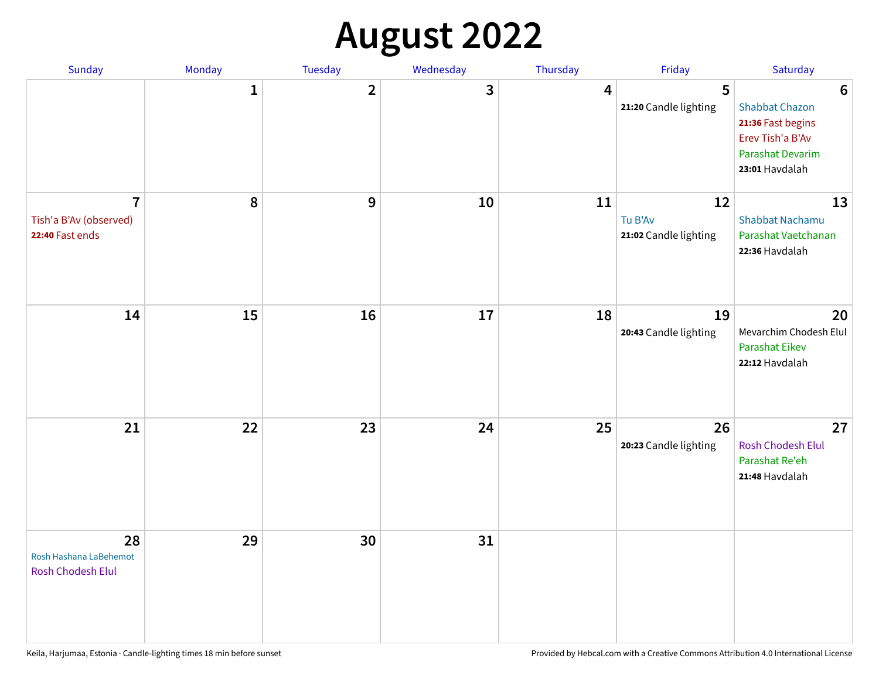# August 2022

| Sunday | Monday | Tuesday | Wednesday | Thursday | Friday | Saturday |
|---|---|---|---|---|---|---|
| | 1 | 2 | 3 | 4 | 5<br>**21:20** Candle lighting | 6<br>Shabbat Chazon<br>**21:36** Fast begins<br>Erev Tish'a B'Av<br>Parashat Devarim<br>**23:01** Havdalah |
| 7<br>Tish'a B'Av (observed)<br>**22:40** Fast ends | 8 | 9 | 10 | 11 | 12<br>Tu B'Av<br>**21:02** Candle lighting | 13<br>Shabbat Nachamu<br>Parashat Vaetchanan<br>**22:36** Havdalah |
| 14 | 15 | 16 | 17 | 18 | 19<br>**20:43** Candle lighting | 20<br>Mevarchim Chodesh Elul<br>Parashat Eikev<br>**22:12** Havdalah |
| 21 | 22 | 23 | 24 | 25 | 26<br>**20:23** Candle lighting | 27<br>Rosh Chodesh Elul<br>Parashat Re'eh<br>**21:48** Havdalah |
| 28<br>Rosh Hashana LaBehemot<br>Rosh Chodesh Elul | 29 | 30 | 31 | | | |

Keila, Harjumaa, Estonia · Candle-lighting times 18 min before sunset

Provided by Hebcal.com with a Creative Commons Attribution 4.0 International License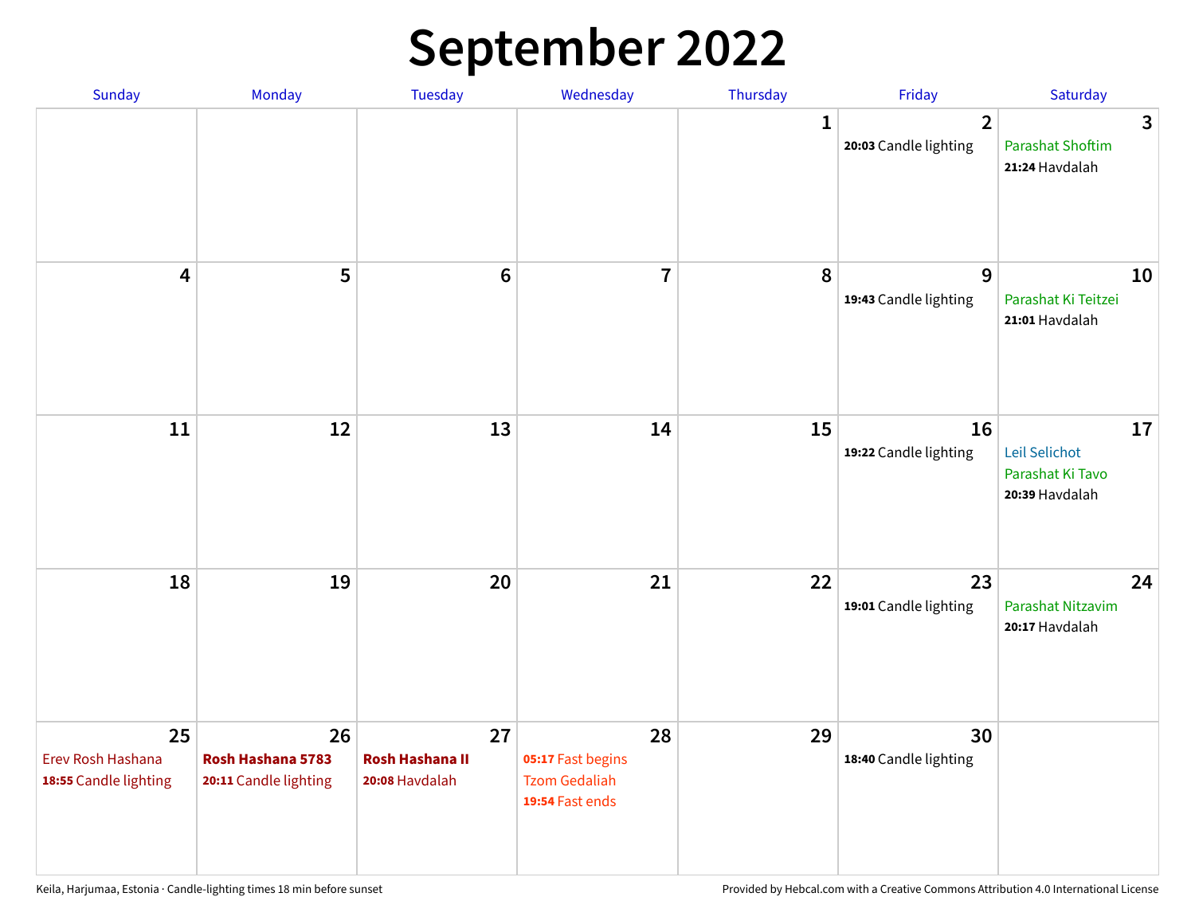# September 2022

| Sunday | Monday | Tuesday | Wednesday | Thursday | Friday | Saturday |
|---|---|---|---|---|---|---|
| | | | | 1 | 2<br>**20:03** Candle lighting | 3<br>Parashat Shoftim<br>**21:24** Havdalah |
| 4 | 5 | 6 | 7 | 8 | 9<br>**19:43** Candle lighting | 10<br>Parashat Ki Teitzei<br>**21:01** Havdalah |
| 11 | 12 | 13 | 14 | 15 | 16<br>**19:22** Candle lighting | 17<br>Leil Selichot<br>Parashat Ki Tavo<br>**20:39** Havdalah |
| 18 | 19 | 20 | 21 | 22 | 23<br>**19:01** Candle lighting | 24<br>Parashat Nitzavim<br>**20:17** Havdalah |
| 25<br>Erev Rosh Hashana<br>**18:55** Candle lighting | 26<br>**Rosh Hashana 5783**<br>**20:11** Candle lighting | 27<br>**Rosh Hashana II**<br>**20:08** Havdalah | 28<br>**05:17** Fast begins<br>Tzom Gedaliah<br>**19:54** Fast ends | 29 | 30<br>**18:40** Candle lighting | |

Keila, Harjumaa, Estonia · Candle-lighting times 18 min before sunset

Provided by Hebcal.com with a Creative Commons Attribution 4.0 International License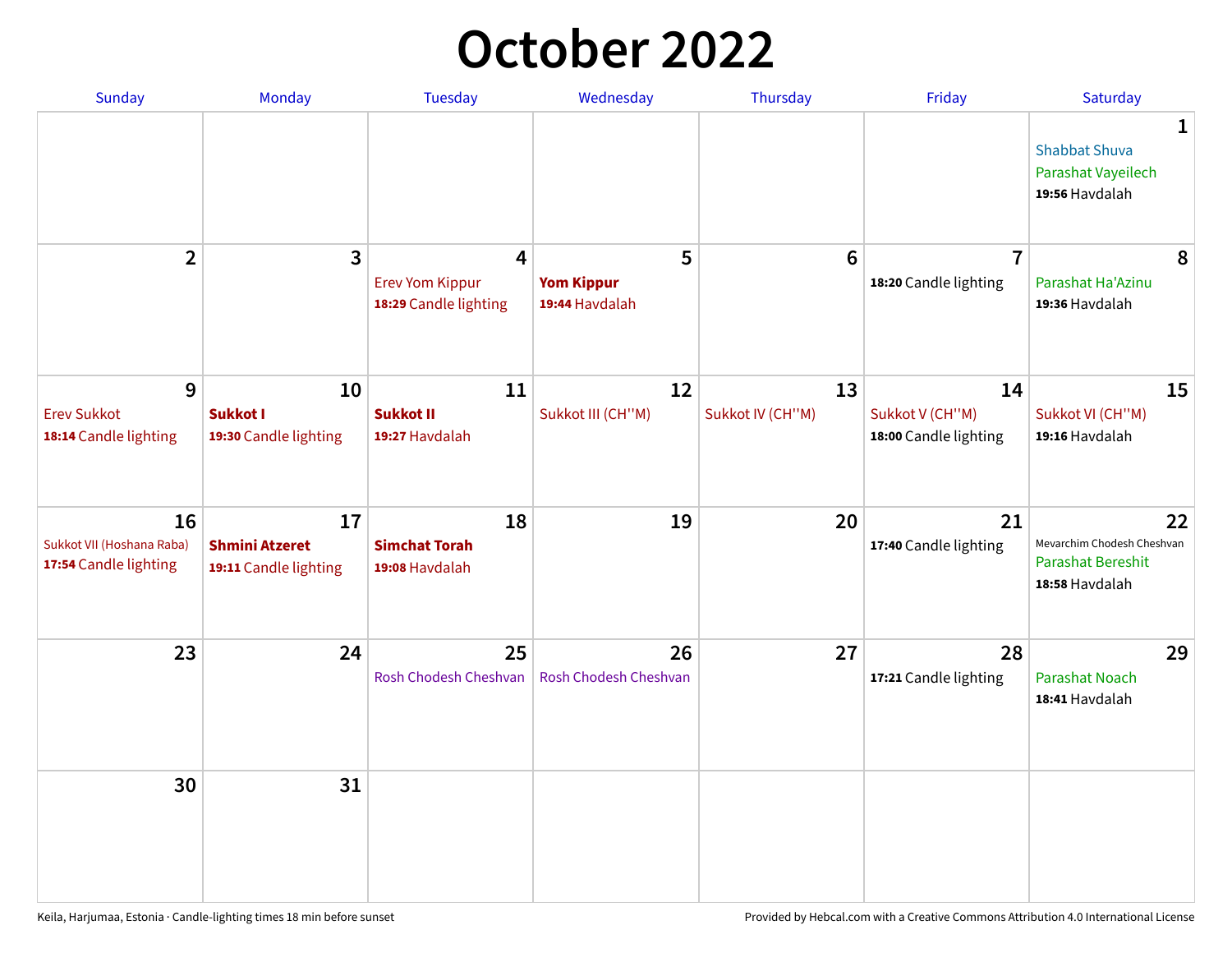# October 2022

| Sunday | Monday | Tuesday | Wednesday | Thursday | Friday | Saturday |
|---|---|---|---|---|---|---|
| | | | | | | **1** Shabbat Shuva Parashat Vayeilech **19:56** Havdalah |
| **2** | **3** | **4** Erev Yom Kippur **18:29** Candle lighting | **5** **Yom Kippur** **19:44** Havdalah | **6** | **7** **18:20** Candle lighting | **8** Parashat Ha'Azinu **19:36** Havdalah |
| **9** Erev Sukkot **18:14** Candle lighting | **10** **Sukkot I** **19:30** Candle lighting | **11** **Sukkot II** **19:27** Havdalah | **12** Sukkot III (CH''M) | **13** Sukkot IV (CH''M) | **14** Sukkot V (CH''M) **18:00** Candle lighting | **15** Sukkot VI (CH''M) **19:16** Havdalah |
| **16** Sukkot VII (Hoshana Raba) **17:54** Candle lighting | **17** **Shmini Atzeret** **19:11** Candle lighting | **18** **Simchat Torah** **19:08** Havdalah | **19** | **20** | **21** **17:40** Candle lighting | **22** Mevarchim Chodesh Cheshvan Parashat Bereshit **18:58** Havdalah |
| **23** | **24** | **25** Rosh Chodesh Cheshvan | **26** Rosh Chodesh Cheshvan | **27** | **28** **17:21** Candle lighting | **29** Parashat Noach **18:41** Havdalah |
| **30** | **31** | | | | | |

Keila, Harjumaa, Estonia · Candle-lighting times 18 min before sunset

Provided by Hebcal.com with a Creative Commons Attribution 4.0 International License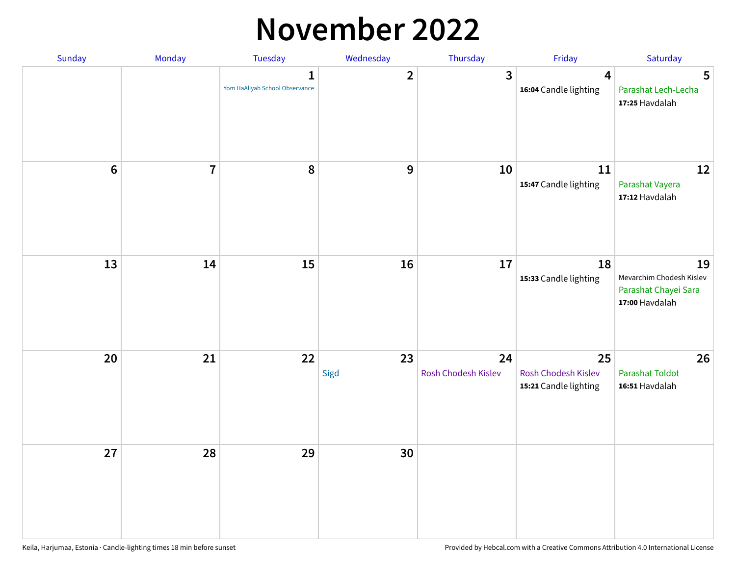# November 2022

| Sunday | Monday | Tuesday | Wednesday | Thursday | Friday | Saturday |
|---|---|---|---|---|---|---|
| | | 1<br>Yom HaAliyah School Observance | 2 | 3 | 4<br>**16:04** Candle lighting | 5<br>Parashat Lech-Lecha<br>**17:25** Havdalah |
| 6 | 7 | 8 | 9 | 10 | 11<br>**15:47** Candle lighting | 12<br>Parashat Vayera<br>**17:12** Havdalah |
| 13 | 14 | 15 | 16 | 17 | 18<br>**15:33** Candle lighting | 19<br>Mevarchim Chodesh Kislev<br>Parashat Chayei Sara<br>**17:00** Havdalah |
| 20 | 21 | 22 | 23<br>Sigd | 24<br>Rosh Chodesh Kislev | 25<br>Rosh Chodesh Kislev<br>**15:21** Candle lighting | 26<br>Parashat Toldot<br>**16:51** Havdalah |
| 27 | 28 | 29 | 30 | | | |

Keila, Harjumaa, Estonia · Candle-lighting times 18 min before sunset

Provided by Hebcal.com with a Creative Commons Attribution 4.0 International License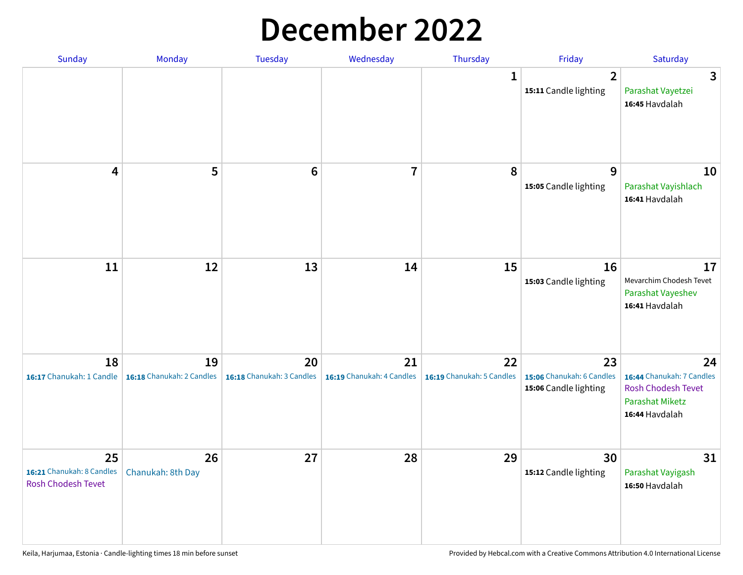# December 2022

| Sunday | Monday | Tuesday | Wednesday | Thursday | Friday | Saturday |
|---|---|---|---|---|---|---|
| | | | | 1 | 2<br>**15:11** Candle lighting | 3<br>Parashat Vayetzei<br>**16:45** Havdalah |
| 4 | 5 | 6 | 7 | 8 | 9<br>**15:05** Candle lighting | 10<br>Parashat Vayishlach<br>**16:41** Havdalah |
| 11 | 12 | 13 | 14 | 15 | 16<br>**15:03** Candle lighting | 17<br>Mevarchim Chodesh Tevet<br>Parashat Vayeshev<br>**16:41** Havdalah |
| 18<br>**16:17** Chanukah: 1 Candle | 19<br>**16:18** Chanukah: 2 Candles | 20<br>**16:18** Chanukah: 3 Candles | 21<br>**16:19** Chanukah: 4 Candles | 22<br>**16:19** Chanukah: 5 Candles | 23<br>**15:06** Chanukah: 6 Candles<br>**15:06** Candle lighting | 24<br>**16:44** Chanukah: 7 Candles<br>Rosh Chodesh Tevet<br>Parashat Miketz<br>**16:44** Havdalah |
| 25<br>**16:21** Chanukah: 8 Candles<br>Rosh Chodesh Tevet | 26<br>Chanukah: 8th Day | 27 | 28 | 29 | 30<br>**15:12** Candle lighting | 31<br>Parashat Vayigash<br>**16:50** Havdalah |

Keila, Harjumaa, Estonia · Candle-lighting times 18 min before sunset

Provided by Hebcal.com with a Creative Commons Attribution 4.0 International License